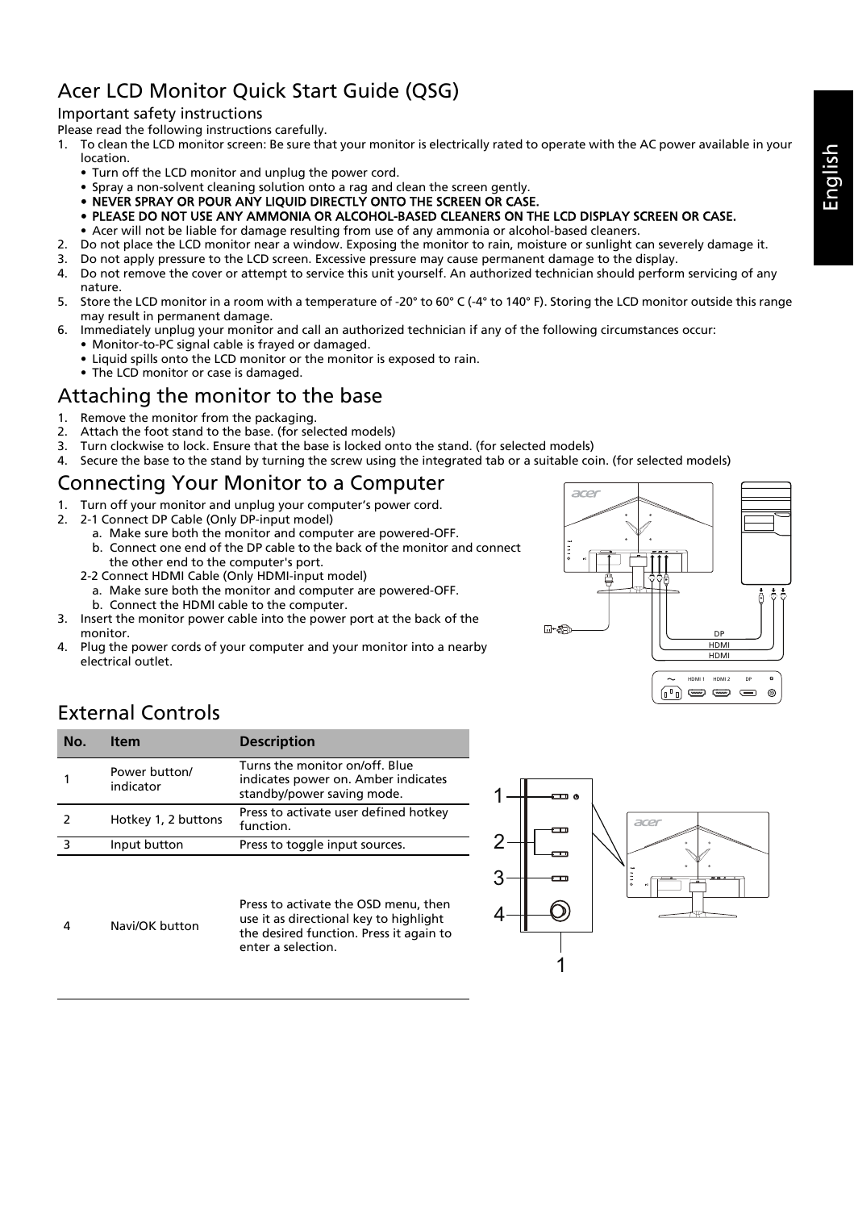# Acer LCD Monitor Quick Start Guide (QSG)

## Important safety instructions

Please read the following instructions carefully.

1. To clean the LCD monitor screen: Be sure that your monitor is electrically rated to operate with the AC power available in your location.
   - Turn off the LCD monitor and unplug the power cord.
   - Spray a non-solvent cleaning solution onto a rag and clean the screen gently.
   - NEVER SPRAY OR POUR ANY LIQUID DIRECTLY ONTO THE SCREEN OR CASE.
   - PLEASE DO NOT USE ANY AMMONIA OR ALCOHOL-BASED CLEANERS ON THE LCD DISPLAY SCREEN OR CASE.
   - Acer will not be liable for damage resulting from use of any ammonia or alcohol-based cleaners.
2. Do not place the LCD monitor near a window. Exposing the monitor to rain, moisture or sunlight can severely damage it.
3. Do not apply pressure to the LCD screen. Excessive pressure may cause permanent damage to the display.
4. Do not remove the cover or attempt to service this unit yourself. An authorized technician should perform servicing of any nature.
5. Store the LCD monitor in a room with a temperature of -20° to 60° C (-4° to 140° F). Storing the LCD monitor outside this range may result in permanent damage.
6. Immediately unplug your monitor and call an authorized technician if any of the following circumstances occur:
   - Monitor-to-PC signal cable is frayed or damaged.
   - Liquid spills onto the LCD monitor or the monitor is exposed to rain.
   - The LCD monitor or case is damaged.

# Attaching the monitor to the base

1. Remove the monitor from the packaging.
2. Attach the foot stand to the base. (for selected models)
3. Turn clockwise to lock. Ensure that the base is locked onto the stand. (for selected models)
4. Secure the base to the stand by turning the screw using the integrated tab or a suitable coin. (for selected models)

# Connecting Your Monitor to a Computer

1. Turn off your monitor and unplug your computer's power cord.
2. 2-1 Connect DP Cable (Only DP-input model)
   a. Make sure both the monitor and computer are powered-OFF.
   b. Connect one end of the DP cable to the back of the monitor and connect the other end to the computer's port.

   2-2 Connect HDMI Cable (Only HDMI-input model)
   a. Make sure both the monitor and computer are powered-OFF.
   b. Connect the HDMI cable to the computer.
3. Insert the monitor power cable into the power port at the back of the monitor.
4. Plug the power cords of your computer and your monitor into a nearby electrical outlet.

DP
HDMI
HDMI

HDMI 1 HDMI 2 DP

# External Controls

| No. | Item | Description |
|---|---|---|
| 1 | Power button/ indicator | Turns the monitor on/off. Blue indicates power on. Amber indicates standby/power saving mode. |
| 2 | Hotkey 1, 2 buttons | Press to activate user defined hotkey function. |
| 3 | Input button | Press to toggle input sources. |
| 4 | Navi/OK button | Press to activate the OSD menu, then use it as directional key to highlight the desired function. Press it again to enter a selection. |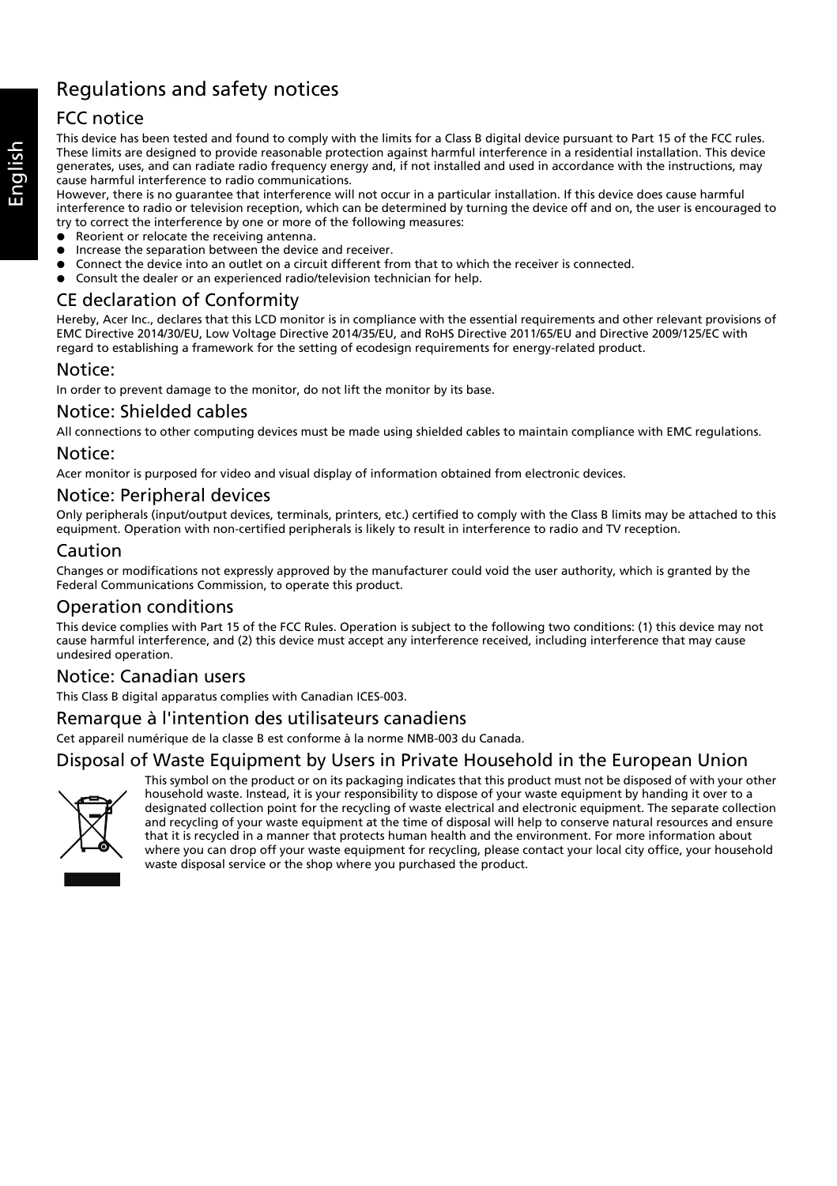# Regulations and safety notices

## FCC notice

This device has been tested and found to comply with the limits for a Class B digital device pursuant to Part 15 of the FCC rules. These limits are designed to provide reasonable protection against harmful interference in a residential installation. This device generates, uses, and can radiate radio frequency energy and, if not installed and used in accordance with the instructions, may cause harmful interference to radio communications.

However, there is no guarantee that interference will not occur in a particular installation. If this device does cause harmful interference to radio or television reception, which can be determined by turning the device off and on, the user is encouraged to try to correct the interference by one or more of the following measures:

- Reorient or relocate the receiving antenna.
- Increase the separation between the device and receiver.
- Connect the device into an outlet on a circuit different from that to which the receiver is connected.
- Consult the dealer or an experienced radio/television technician for help.

## CE declaration of Conformity

Hereby, Acer Inc., declares that this LCD monitor is in compliance with the essential requirements and other relevant provisions of EMC Directive 2014/30/EU, Low Voltage Directive 2014/35/EU, and RoHS Directive 2011/65/EU and Directive 2009/125/EC with regard to establishing a framework for the setting of ecodesign requirements for energy-related product.

## Notice:

In order to prevent damage to the monitor, do not lift the monitor by its base.

## Notice: Shielded cables

All connections to other computing devices must be made using shielded cables to maintain compliance with EMC regulations.

## Notice:

Acer monitor is purposed for video and visual display of information obtained from electronic devices.

## Notice: Peripheral devices

Only peripherals (input/output devices, terminals, printers, etc.) certified to comply with the Class B limits may be attached to this equipment. Operation with non-certified peripherals is likely to result in interference to radio and TV reception.

## Caution

Changes or modifications not expressly approved by the manufacturer could void the user authority, which is granted by the Federal Communications Commission, to operate this product.

## Operation conditions

This device complies with Part 15 of the FCC Rules. Operation is subject to the following two conditions: (1) this device may not cause harmful interference, and (2) this device must accept any interference received, including interference that may cause undesired operation.

## Notice: Canadian users

This Class B digital apparatus complies with Canadian ICES-003.

## Remarque à l'intention des utilisateurs canadiens

Cet appareil numérique de la classe B est conforme à la norme NMB-003 du Canada.

## Disposal of Waste Equipment by Users in Private Household in the European Union

This symbol on the product or on its packaging indicates that this product must not be disposed of with your other household waste. Instead, it is your responsibility to dispose of your waste equipment by handing it over to a designated collection point for the recycling of waste electrical and electronic equipment. The separate collection and recycling of your waste equipment at the time of disposal will help to conserve natural resources and ensure that it is recycled in a manner that protects human health and the environment. For more information about where you can drop off your waste equipment for recycling, please contact your local city office, your household waste disposal service or the shop where you purchased the product.